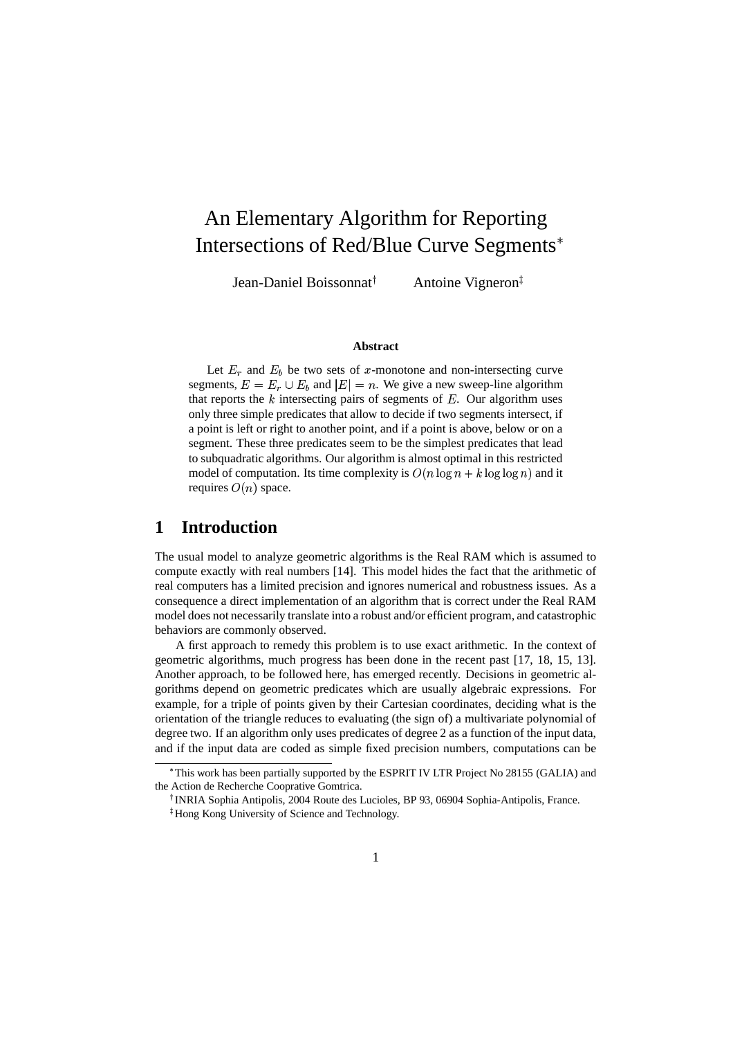# An Elementary Algorithm for Reporting Intersections of Red/Blue Curve Segments[*]

Jean-Daniel Boissonnat[†] Antoine Vigneron[‡]

### Abstract

Let $E_r$ and $E_b$ be two sets of $x$-monotone and non-intersecting curve segments, $E = E_r \cup E_b$ and $|E| = n$. We give a new sweep-line algorithm that reports the $k$ intersecting pairs of segments of $E$. Our algorithm uses only three simple predicates that allow to decide if two segments intersect, if a point is left or right to another point, and if a point is above, below or on a segment. These three predicates seem to be the simplest predicates that lead to subquadratic algorithms. Our algorithm is almost optimal in this restricted model of computation. Its time complexity is $O(n \log n + k \log \log n)$ and it requires $O(n)$ space.

## 1 Introduction

The usual model to analyze geometric algorithms is the Real RAM which is assumed to compute exactly with real numbers [14]. This model hides the fact that the arithmetic of real computers has a limited precision and ignores numerical and robustness issues. As a consequence a direct implementation of an algorithm that is correct under the Real RAM model does not necessarily translate into a robust and/or efficient program, and catastrophic behaviors are commonly observed.

A first approach to remedy this problem is to use exact arithmetic. In the context of geometric algorithms, much progress has been done in the recent past [17, 18, 15, 13]. Another approach, to be followed here, has emerged recently. Decisions in geometric algorithms depend on geometric predicates which are usually algebraic expressions. For example, for a triple of points given by their Cartesian coordinates, deciding what is the orientation of the triangle reduces to evaluating (the sign of) a multivariate polynomial of degree two. If an algorithm only uses predicates of degree 2 as a function of the input data, and if the input data are coded as simple fixed precision numbers, computations can be

[*]This work has been partially supported by the ESPRIT IV LTR Project No 28155 (GALIA) and the Action de Recherche Coopérative Géométrica.

[†]INRIA Sophia Antipolis, 2004 Route des Lucioles, BP 93, 06904 Sophia-Antipolis, France.

[‡]Hong Kong University of Science and Technology.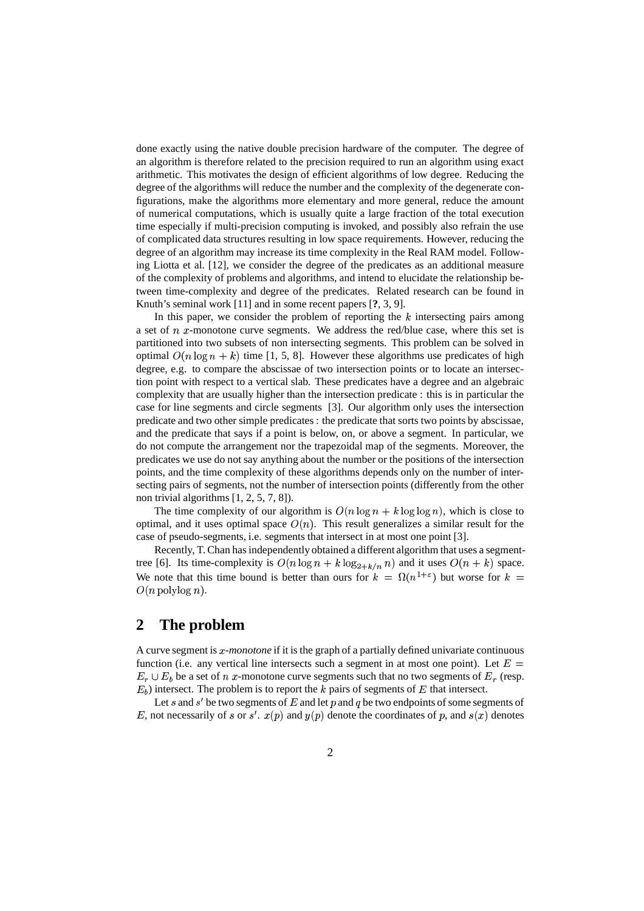done exactly using the native double precision hardware of the computer. The degree of an algorithm is therefore related to the precision required to run an algorithm using exact arithmetic. This motivates the design of efficient algorithms of low degree. Reducing the degree of the algorithms will reduce the number and the complexity of the degenerate configurations, make the algorithms more elementary and more general, reduce the amount of numerical computations, which is usually quite a large fraction of the total execution time especially if multi-precision computing is invoked, and possibly also refrain the use of complicated data structures resulting in low space requirements. However, reducing the degree of an algorithm may increase its time complexity in the Real RAM model. Following Liotta et al. [12], we consider the degree of the predicates as an additional measure of the complexity of problems and algorithms, and intend to elucidate the relationship between time-complexity and degree of the predicates. Related research can be found in Knuth's seminal work [11] and in some recent papers [**?**, 3, 9].

In this paper, we consider the problem of reporting the $k$ intersecting pairs among a set of $n$ $x$-monotone curve segments. We address the red/blue case, where this set is partitioned into two subsets of non intersecting segments. This problem can be solved in optimal $O(n \log n + k)$ time [1, 5, 8]. However these algorithms use predicates of high degree, e.g. to compare the abscissae of two intersection points or to locate an intersection point with respect to a vertical slab. These predicates have a degree and an algebraic complexity that are usually higher than the intersection predicate : this is in particular the case for line segments and circle segments [3]. Our algorithm only uses the intersection predicate and two other simple predicates : the predicate that sorts two points by abscissae, and the predicate that says if a point is below, on, or above a segment. In particular, we do not compute the arrangement nor the trapezoidal map of the segments. Moreover, the predicates we use do not say anything about the number or the positions of the intersection points, and the time complexity of these algorithms depends only on the number of intersecting pairs of segments, not the number of intersection points (differently from the other non trivial algorithms [1, 2, 5, 7, 8]).

The time complexity of our algorithm is $O(n \log n + k \log \log n)$, which is close to optimal, and it uses optimal space $O(n)$. This result generalizes a similar result for the case of pseudo-segments, i.e. segments that intersect in at most one point [3].

Recently, T. Chan has independently obtained a different algorithm that uses a segment-tree [6]. Its time-complexity is $O(n \log n + k \log_{2+k/n} n)$ and it uses $O(n + k)$ space. We note that this time bound is better than ours for $k = \Omega(n^{1+\varepsilon})$ but worse for $k = O(n \,\mathrm{polylog}\, n)$.

## 2 The problem

A curve segment is *$x$-monotone* if it is the graph of a partially defined univariate continuous function (i.e. any vertical line intersects such a segment in at most one point). Let $E = E_r \cup E_b$ be a set of $n$ $x$-monotone curve segments such that no two segments of $E_r$ (resp. $E_b$) intersect. The problem is to report the $k$ pairs of segments of $E$ that intersect.

Let $s$ and $s'$ be two segments of $E$ and let $p$ and $q$ be two endpoints of some segments of $E$, not necessarily of $s$ or $s'$. $x(p)$ and $y(p)$ denote the coordinates of $p$, and $s(x)$ denotes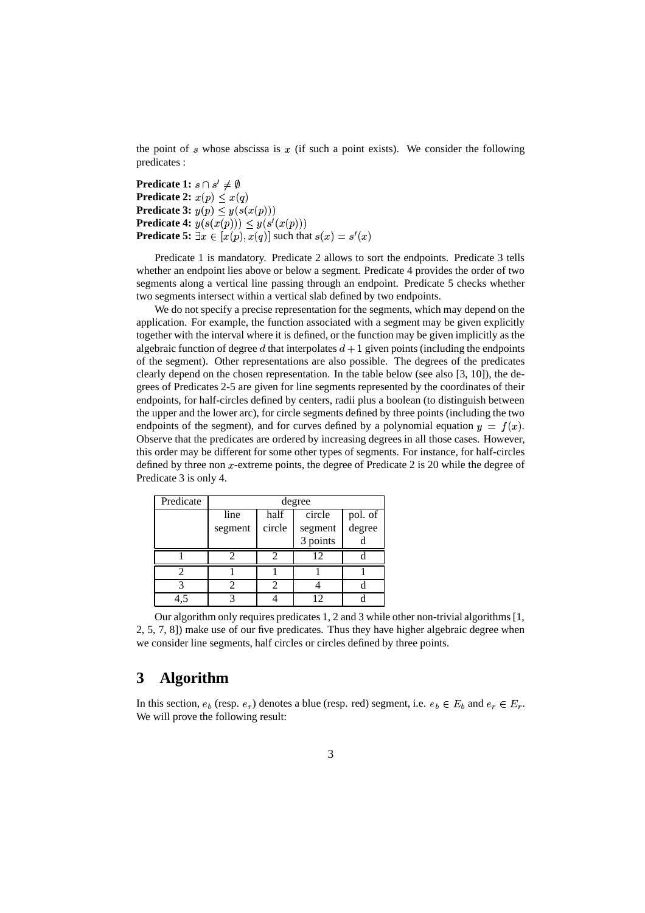the point of $s$ whose abscissa is $x$ (if such a point exists). We consider the following predicates :

**Predicate 1:** $s \cap s' \neq \emptyset$
**Predicate 2:** $x(p) \leq x(q)$
**Predicate 3:** $y(p) \leq y(s(x(p)))$
**Predicate 4:** $y(s(x(p))) \leq y(s'(x(p)))$
**Predicate 5:** $\exists x \in [x(p), x(q)]$ such that $s(x) = s'(x)$

Predicate 1 is mandatory. Predicate 2 allows to sort the endpoints. Predicate 3 tells whether an endpoint lies above or below a segment. Predicate 4 provides the order of two segments along a vertical line passing through an endpoint. Predicate 5 checks whether two segments intersect within a vertical slab defined by two endpoints.

We do not specify a precise representation for the segments, which may depend on the application. For example, the function associated with a segment may be given explicitly together with the interval where it is defined, or the function may be given implicitly as the algebraic function of degree $d$ that interpolates $d+1$ given points (including the endpoints of the segment). Other representations are also possible. The degrees of the predicates clearly depend on the chosen representation. In the table below (see also [3, 10]), the degrees of Predicates 2-5 are given for line segments represented by the coordinates of their endpoints, for half-circles defined by centers, radii plus a boolean (to distinguish between the upper and the lower arc), for circle segments defined by three points (including the two endpoints of the segment), and for curves defined by a polynomial equation $y = f(x)$. Observe that the predicates are ordered by increasing degrees in all those cases. However, this order may be different for some other types of segments. For instance, for half-circles defined by three non $x$-extreme points, the degree of Predicate 2 is 20 while the degree of Predicate 3 is only 4.

| Predicate | degree | | | |
|---|---|---|---|---|
| | line segment | half circle | circle segment 3 points | pol. of degree d |
| 1 | 2 | 2 | 12 | d |
| 2 | 1 | 1 | 1 | 1 |
| 3 | 2 | 2 | 4 | d |
| 4,5 | 3 | 4 | 12 | d |

Our algorithm only requires predicates 1, 2 and 3 while other non-trivial algorithms [1, 2, 5, 7, 8]) make use of our five predicates. Thus they have higher algebraic degree when we consider line segments, half circles or circles defined by three points.

## 3 Algorithm

In this section, $e_b$ (resp. $e_r$) denotes a blue (resp. red) segment, i.e. $e_b \in E_b$ and $e_r \in E_r$. We will prove the following result: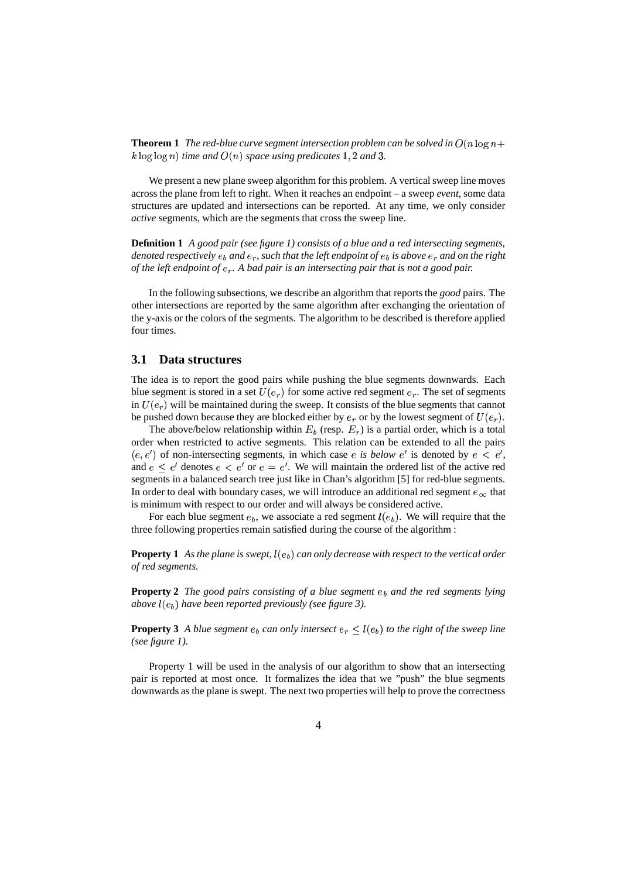**Theorem 1** *The red-blue curve segment intersection problem can be solved in $O(n \log n + k \log \log n)$ time and $O(n)$ space using predicates 1, 2 and 3.*

We present a new plane sweep algorithm for this problem. A vertical sweep line moves across the plane from left to right. When it reaches an endpoint – a sweep *event*, some data structures are updated and intersections can be reported. At any time, we only consider *active* segments, which are the segments that cross the sweep line.

**Definition 1** *A good pair (see figure 1) consists of a blue and a red intersecting segments, denoted respectively $e_b$ and $e_r$, such that the left endpoint of $e_b$ is above $e_r$ and on the right of the left endpoint of $e_r$. A bad pair is an intersecting pair that is not a good pair.*

In the following subsections, we describe an algorithm that reports the *good* pairs. The other intersections are reported by the same algorithm after exchanging the orientation of the y-axis or the colors of the segments. The algorithm to be described is therefore applied four times.

### 3.1 Data structures

The idea is to report the good pairs while pushing the blue segments downwards. Each blue segment is stored in a set $U(e_r)$ for some active red segment $e_r$. The set of segments in $U(e_r)$ will be maintained during the sweep. It consists of the blue segments that cannot be pushed down because they are blocked either by $e_r$ or by the lowest segment of $U(e_r)$.

The above/below relationship within $E_b$ (resp. $E_r$) is a partial order, which is a total order when restricted to active segments. This relation can be extended to all the pairs $(e, e')$ of non-intersecting segments, in which case $e$ *is below* $e'$ is denoted by $e < e'$, and $e \leq e'$ denotes $e < e'$ or $e = e'$. We will maintain the ordered list of the active red segments in a balanced search tree just like in Chan's algorithm [5] for red-blue segments. In order to deal with boundary cases, we will introduce an additional red segment $e_\infty$ that is minimum with respect to our order and will always be considered active.

For each blue segment $e_b$, we associate a red segment $l(e_b)$. We will require that the three following properties remain satisfied during the course of the algorithm :

**Property 1** *As the plane is swept, $l(e_b)$ can only decrease with respect to the vertical order of red segments.*

**Property 2** *The good pairs consisting of a blue segment $e_b$ and the red segments lying above $l(e_b)$ have been reported previously (see figure 3).*

**Property 3** *A blue segment $e_b$ can only intersect $e_r \leq l(e_b)$ to the right of the sweep line (see figure 1).*

Property 1 will be used in the analysis of our algorithm to show that an intersecting pair is reported at most once. It formalizes the idea that we "push" the blue segments downwards as the plane is swept. The next two properties will help to prove the correctness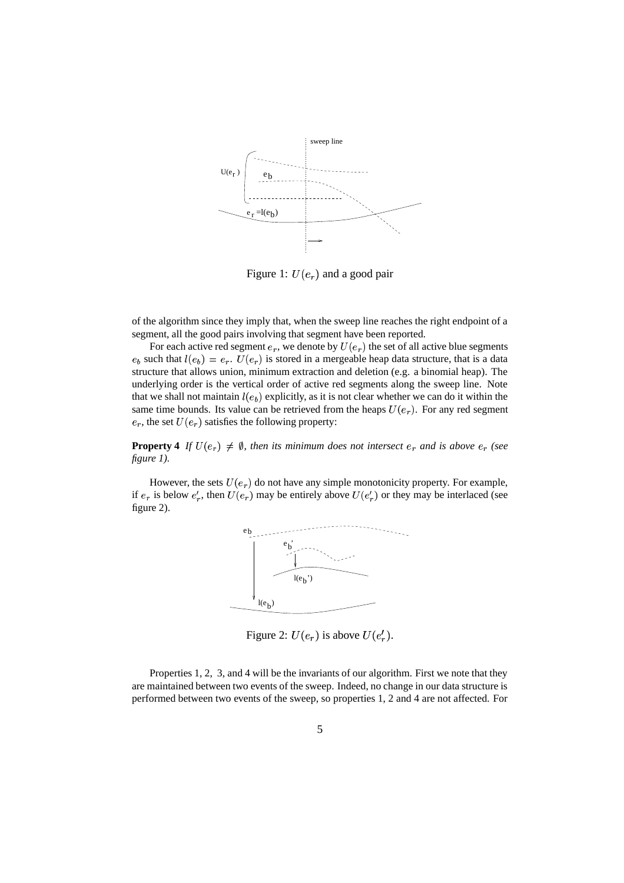Figure 1: $U(e_r)$ and a good pair

of the algorithm since they imply that, when the sweep line reaches the right endpoint of a segment, all the good pairs involving that segment have been reported.

For each active red segment $e_r$, we denote by $U(e_r)$ the set of all active blue segments $e_b$ such that $l(e_b) = e_r$. $U(e_r)$ is stored in a mergeable heap data structure, that is a data structure that allows union, minimum extraction and deletion (e.g. a binomial heap). The underlying order is the vertical order of active red segments along the sweep line. Note that we shall not maintain $l(e_b)$ explicitly, as it is not clear whether we can do it within the same time bounds. Its value can be retrieved from the heaps $U(e_r)$. For any red segment $e_r$, the set $U(e_r)$ satisfies the following property:

**Property 4** *If $U(e_r) \neq \emptyset$, then its minimum does not intersect $e_r$ and is above $e_r$ (see figure 1).*

However, the sets $U(e_r)$ do not have any simple monotonicity property. For example, if $e_r$ is below $e'_r$, then $U(e_r)$ may be entirely above $U(e'_r)$ or they may be interlaced (see figure 2).

Figure 2: $U(e_r)$ is above $U(e'_r)$.

Properties 1, 2, 3, and 4 will be the invariants of our algorithm. First we note that they are maintained between two events of the sweep. Indeed, no change in our data structure is performed between two events of the sweep, so properties 1, 2 and 4 are not affected. For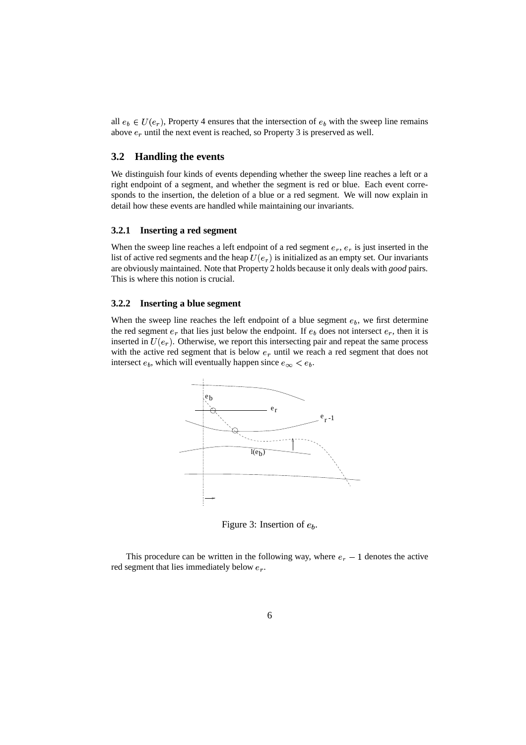all $e_b \in U(e_r)$, Property 4 ensures that the intersection of $e_b$ with the sweep line remains above $e_r$ until the next event is reached, so Property 3 is preserved as well.

## 3.2 Handling the events

We distinguish four kinds of events depending whether the sweep line reaches a left or a right endpoint of a segment, and whether the segment is red or blue. Each event corresponds to the insertion, the deletion of a blue or a red segment. We will now explain in detail how these events are handled while maintaining our invariants.

### 3.2.1 Inserting a red segment

When the sweep line reaches a left endpoint of a red segment $e_r$, $e_r$ is just inserted in the list of active red segments and the heap $U(e_r)$ is initialized as an empty set. Our invariants are obviously maintained. Note that Property 2 holds because it only deals with *good* pairs. This is where this notion is crucial.

### 3.2.2 Inserting a blue segment

When the sweep line reaches the left endpoint of a blue segment $e_b$, we first determine the red segment $e_r$ that lies just below the endpoint. If $e_b$ does not intersect $e_r$, then it is inserted in $U(e_r)$. Otherwise, we report this intersecting pair and repeat the same process with the active red segment that is below $e_r$ until we reach a red segment that does not intersect $e_b$, which will eventually happen since $e_\infty < e_b$.

Figure 3: Insertion of $e_b$.

This procedure can be written in the following way, where $e_r - 1$ denotes the active red segment that lies immediately below $e_r$.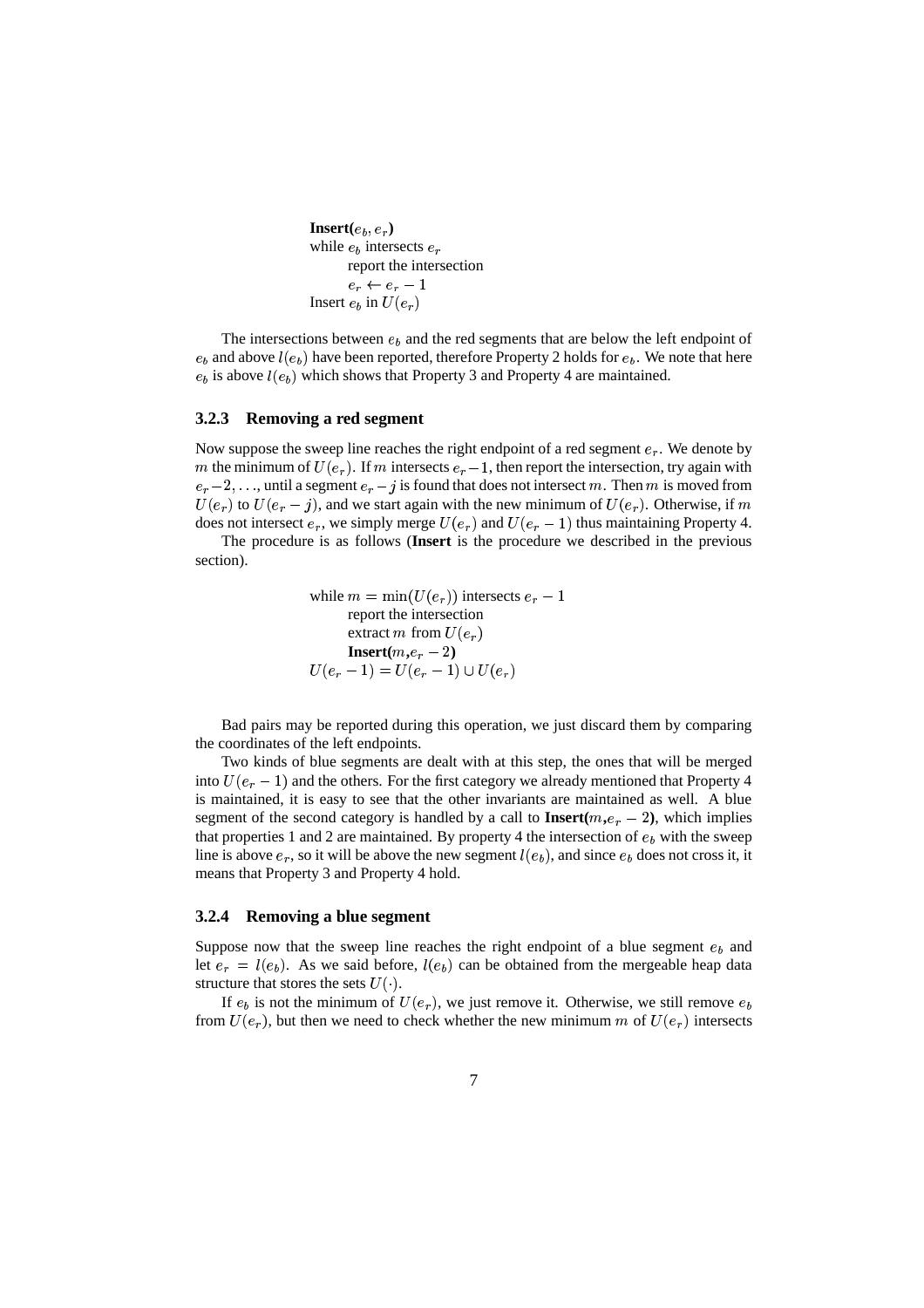```
Insert(e_b, e_r)
while e_b intersects e_r
    report the intersection
    e_r ← e_r − 1
Insert e_b in U(e_r)
```

The intersections between $e_b$ and the red segments that are below the left endpoint of $e_b$ and above $l(e_b)$ have been reported, therefore Property 2 holds for $e_b$. We note that here $e_b$ is above $l(e_b)$ which shows that Property 3 and Property 4 are maintained.

### 3.2.3 Removing a red segment

Now suppose the sweep line reaches the right endpoint of a red segment $e_r$. We denote by $m$ the minimum of $U(e_r)$. If $m$ intersects $e_r - 1$, then report the intersection, try again with $e_r - 2, \ldots$, until a segment $e_r - j$ is found that does not intersect $m$. Then $m$ is moved from $U(e_r)$ to $U(e_r - j)$, and we start again with the new minimum of $U(e_r)$. Otherwise, if $m$ does not intersect $e_r$, we simply merge $U(e_r)$ and $U(e_r - 1)$ thus maintaining Property 4.

The procedure is as follows (**Insert** is the procedure we described in the previous section).

```
while m = min(U(e_r)) intersects e_r − 1
    report the intersection
    extract m from U(e_r)
    Insert(m, e_r − 2)
U(e_r − 1) = U(e_r − 1) ∪ U(e_r)
```

Bad pairs may be reported during this operation, we just discard them by comparing the coordinates of the left endpoints.

Two kinds of blue segments are dealt with at this step, the ones that will be merged into $U(e_r - 1)$ and the others. For the first category we already mentioned that Property 4 is maintained, it is easy to see that the other invariants are maintained as well. A blue segment of the second category is handled by a call to **Insert**($m$,$e_r - 2$), which implies that properties 1 and 2 are maintained. By property 4 the intersection of $e_b$ with the sweep line is above $e_r$, so it will be above the new segment $l(e_b)$, and since $e_b$ does not cross it, it means that Property 3 and Property 4 hold.

### 3.2.4 Removing a blue segment

Suppose now that the sweep line reaches the right endpoint of a blue segment $e_b$ and let $e_r = l(e_b)$. As we said before, $l(e_b)$ can be obtained from the mergeable heap data structure that stores the sets $U(\cdot)$.

If $e_b$ is not the minimum of $U(e_r)$, we just remove it. Otherwise, we still remove $e_b$ from $U(e_r)$, but then we need to check whether the new minimum $m$ of $U(e_r)$ intersects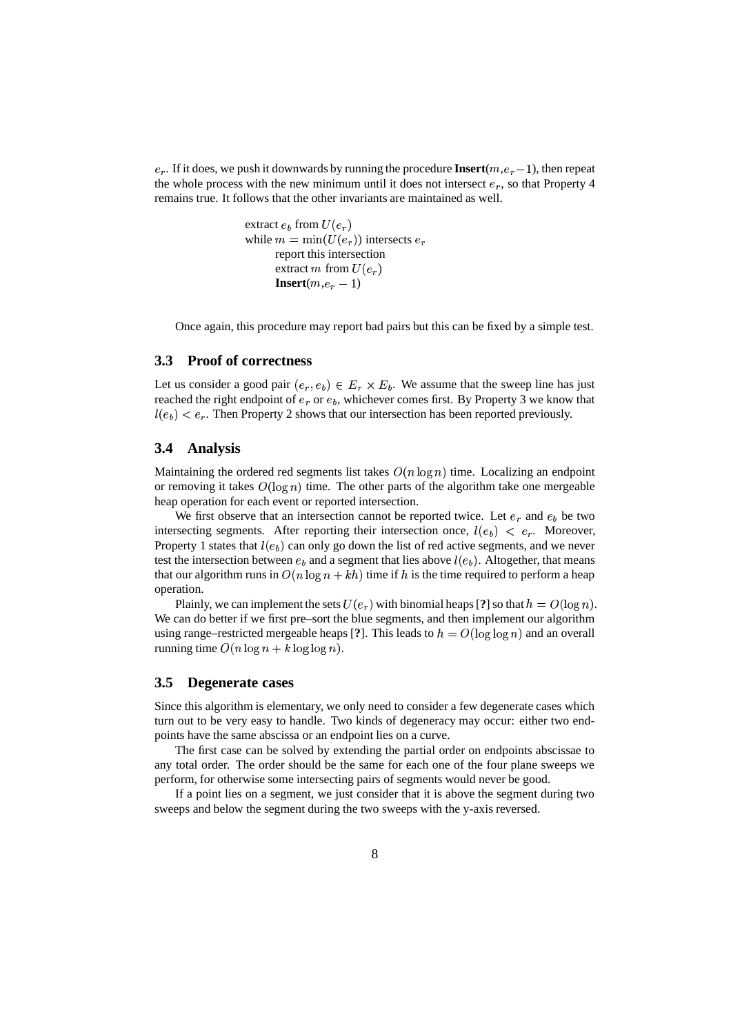$e_r$. If it does, we push it downwards by running the procedure **Insert**($m$,$e_r - 1$), then repeat the whole process with the new minimum until it does not intersect $e_r$, so that Property 4 remains true. It follows that the other invariants are maintained as well.

```
extract e_b from U(e_r)
while m = min(U(e_r)) intersects e_r
    report this intersection
    extract m from U(e_r)
    Insert(m,e_r − 1)
```

Once again, this procedure may report bad pairs but this can be fixed by a simple test.

### 3.3 Proof of correctness

Let us consider a good pair $(e_r, e_b) \in E_r \times E_b$. We assume that the sweep line has just reached the right endpoint of $e_r$ or $e_b$, whichever comes first. By Property 3 we know that $l(e_b) < e_r$. Then Property 2 shows that our intersection has been reported previously.

### 3.4 Analysis

Maintaining the ordered red segments list takes $O(n \log n)$ time. Localizing an endpoint or removing it takes $O(\log n)$ time. The other parts of the algorithm take one mergeable heap operation for each event or reported intersection.

We first observe that an intersection cannot be reported twice. Let $e_r$ and $e_b$ be two intersecting segments. After reporting their intersection once, $l(e_b) < e_r$. Moreover, Property 1 states that $l(e_b)$ can only go down the list of red active segments, and we never test the intersection between $e_b$ and a segment that lies above $l(e_b)$. Altogether, that means that our algorithm runs in $O(n \log n + kh)$ time if $h$ is the time required to perform a heap operation.

Plainly, we can implement the sets $U(e_r)$ with binomial heaps [**?**] so that $h = O(\log n)$. We can do better if we first pre–sort the blue segments, and then implement our algorithm using range–restricted mergeable heaps [**?**]. This leads to $h = O(\log \log n)$ and an overall running time $O(n \log n + k \log \log n)$.

### 3.5 Degenerate cases

Since this algorithm is elementary, we only need to consider a few degenerate cases which turn out to be very easy to handle. Two kinds of degeneracy may occur: either two endpoints have the same abscissa or an endpoint lies on a curve.

The first case can be solved by extending the partial order on endpoints abscissae to any total order. The order should be the same for each one of the four plane sweeps we perform, for otherwise some intersecting pairs of segments would never be good.

If a point lies on a segment, we just consider that it is above the segment during two sweeps and below the segment during the two sweeps with the y-axis reversed.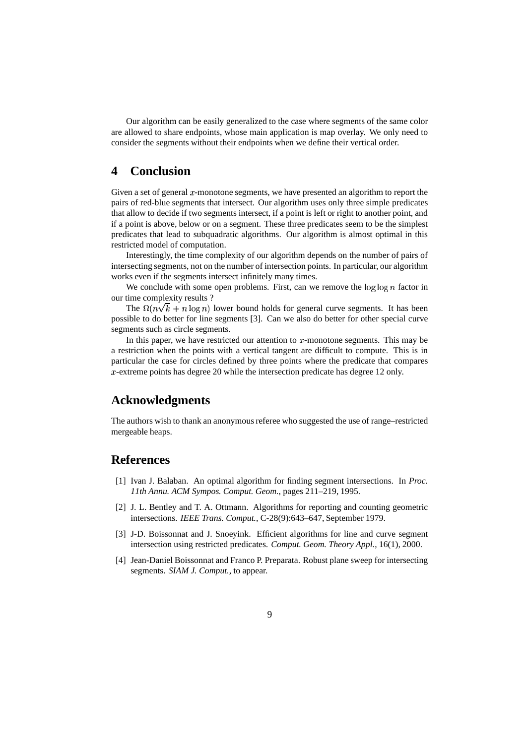Our algorithm can be easily generalized to the case where segments of the same color are allowed to share endpoints, whose main application is map overlay. We only need to consider the segments without their endpoints when we define their vertical order.

## 4 Conclusion

Given a set of general $x$-monotone segments, we have presented an algorithm to report the pairs of red-blue segments that intersect. Our algorithm uses only three simple predicates that allow to decide if two segments intersect, if a point is left or right to another point, and if a point is above, below or on a segment. These three predicates seem to be the simplest predicates that lead to subquadratic algorithms. Our algorithm is almost optimal in this restricted model of computation.

Interestingly, the time complexity of our algorithm depends on the number of pairs of intersecting segments, not on the number of intersection points. In particular, our algorithm works even if the segments intersect infinitely many times.

We conclude with some open problems. First, can we remove the $\log \log n$ factor in our time complexity results ?

The $\Omega(n\sqrt{k} + n \log n)$ lower bound holds for general curve segments. It has been possible to do better for line segments [3]. Can we also do better for other special curve segments such as circle segments.

In this paper, we have restricted our attention to $x$-monotone segments. This may be a restriction when the points with a vertical tangent are difficult to compute. This is in particular the case for circles defined by three points where the predicate that compares $x$-extreme points has degree 20 while the intersection predicate has degree 12 only.

## Acknowledgments

The authors wish to thank an anonymous referee who suggested the use of range–restricted mergeable heaps.

## References

[1] Ivan J. Balaban. An optimal algorithm for finding segment intersections. In *Proc. 11th Annu. ACM Sympos. Comput. Geom.*, pages 211–219, 1995.

[2] J. L. Bentley and T. A. Ottmann. Algorithms for reporting and counting geometric intersections. *IEEE Trans. Comput.*, C-28(9):643–647, September 1979.

[3] J-D. Boissonnat and J. Snoeyink. Efficient algorithms for line and curve segment intersection using restricted predicates. *Comput. Geom. Theory Appl.*, 16(1), 2000.

[4] Jean-Daniel Boissonnat and Franco P. Preparata. Robust plane sweep for intersecting segments. *SIAM J. Comput.*, to appear.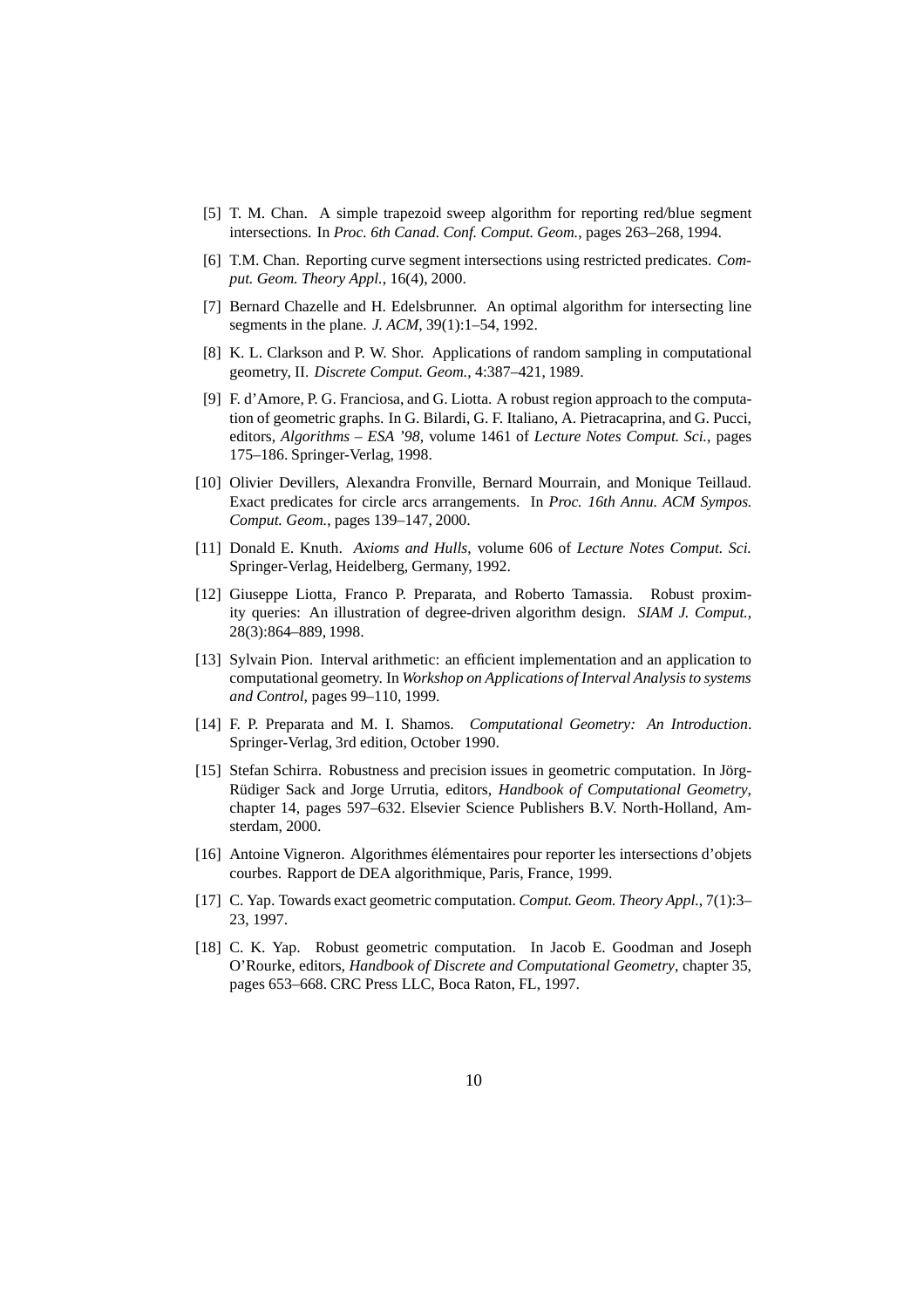[5] T. M. Chan. A simple trapezoid sweep algorithm for reporting red/blue segment intersections. In *Proc. 6th Canad. Conf. Comput. Geom.*, pages 263–268, 1994.

[6] T.M. Chan. Reporting curve segment intersections using restricted predicates. *Comput. Geom. Theory Appl.*, 16(4), 2000.

[7] Bernard Chazelle and H. Edelsbrunner. An optimal algorithm for intersecting line segments in the plane. *J. ACM*, 39(1):1–54, 1992.

[8] K. L. Clarkson and P. W. Shor. Applications of random sampling in computational geometry, II. *Discrete Comput. Geom.*, 4:387–421, 1989.

[9] F. d'Amore, P. G. Franciosa, and G. Liotta. A robust region approach to the computation of geometric graphs. In G. Bilardi, G. F. Italiano, A. Pietracaprina, and G. Pucci, editors, *Algorithms – ESA '98*, volume 1461 of *Lecture Notes Comput. Sci.*, pages 175–186. Springer-Verlag, 1998.

[10] Olivier Devillers, Alexandra Fronville, Bernard Mourrain, and Monique Teillaud. Exact predicates for circle arcs arrangements. In *Proc. 16th Annu. ACM Sympos. Comput. Geom.*, pages 139–147, 2000.

[11] Donald E. Knuth. *Axioms and Hulls*, volume 606 of *Lecture Notes Comput. Sci.* Springer-Verlag, Heidelberg, Germany, 1992.

[12] Giuseppe Liotta, Franco P. Preparata, and Roberto Tamassia. Robust proximity queries: An illustration of degree-driven algorithm design. *SIAM J. Comput.*, 28(3):864–889, 1998.

[13] Sylvain Pion. Interval arithmetic: an efficient implementation and an application to computational geometry. In *Workshop on Applications of Interval Analysis to systems and Control*, pages 99–110, 1999.

[14] F. P. Preparata and M. I. Shamos. *Computational Geometry: An Introduction*. Springer-Verlag, 3rd edition, October 1990.

[15] Stefan Schirra. Robustness and precision issues in geometric computation. In Jörg-Rüdiger Sack and Jorge Urrutia, editors, *Handbook of Computational Geometry*, chapter 14, pages 597–632. Elsevier Science Publishers B.V. North-Holland, Amsterdam, 2000.

[16] Antoine Vigneron. Algorithmes élémentaires pour reporter les intersections d'objets courbes. Rapport de DEA algorithmique, Paris, France, 1999.

[17] C. Yap. Towards exact geometric computation. *Comput. Geom. Theory Appl.*, 7(1):3–23, 1997.

[18] C. K. Yap. Robust geometric computation. In Jacob E. Goodman and Joseph O'Rourke, editors, *Handbook of Discrete and Computational Geometry*, chapter 35, pages 653–668. CRC Press LLC, Boca Raton, FL, 1997.